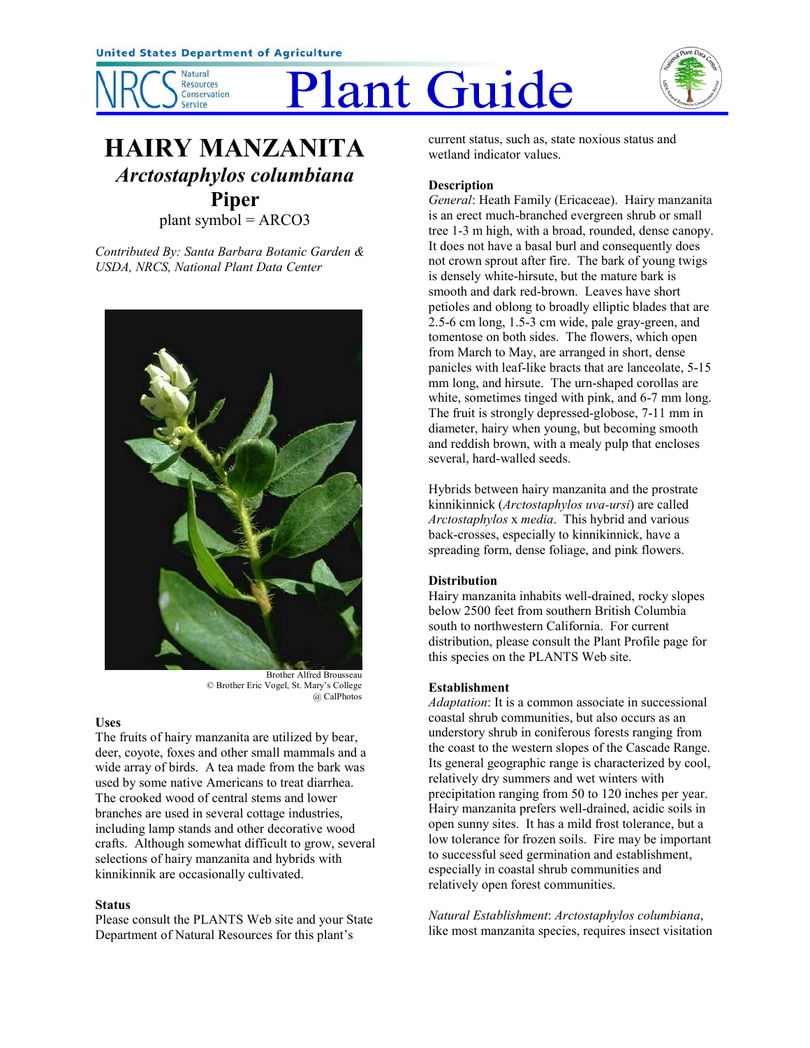United States Department of Agriculture

NRCS Natural Resources Conservation Service

# Plant Guide

## HAIRY MANZANITA
### *Arctostaphylos columbiana* Piper
plant symbol = ARCO3

*Contributed By: Santa Barbara Botanic Garden & USDA, NRCS, National Plant Data Center*

Brother Alfred Brousseau
© Brother Eric Vogel, St. Mary's College
@ CalPhotos

### Uses
The fruits of hairy manzanita are utilized by bear, deer, coyote, foxes and other small mammals and a wide array of birds. A tea made from the bark was used by some native Americans to treat diarrhea. The crooked wood of central stems and lower branches are used in several cottage industries, including lamp stands and other decorative wood crafts. Although somewhat difficult to grow, several selections of hairy manzanita and hybrids with kinnikinnik are occasionally cultivated.

### Status
Please consult the PLANTS Web site and your State Department of Natural Resources for this plant's current status, such as, state noxious status and wetland indicator values.

### Description
*General*: Heath Family (Ericaceae). Hairy manzanita is an erect much-branched evergreen shrub or small tree 1-3 m high, with a broad, rounded, dense canopy. It does not have a basal burl and consequently does not crown sprout after fire. The bark of young twigs is densely white-hirsute, but the mature bark is smooth and dark red-brown. Leaves have short petioles and oblong to broadly elliptic blades that are 2.5-6 cm long, 1.5-3 cm wide, pale gray-green, and tomentose on both sides. The flowers, which open from March to May, are arranged in short, dense panicles with leaf-like bracts that are lanceolate, 5-15 mm long, and hirsute. The urn-shaped corollas are white, sometimes tinged with pink, and 6-7 mm long. The fruit is strongly depressed-globose, 7-11 mm in diameter, hairy when young, but becoming smooth and reddish brown, with a mealy pulp that encloses several, hard-walled seeds.

Hybrids between hairy manzanita and the prostrate kinnikinnick (*Arctostaphylos uva-ursi*) are called *Arctostaphylos* x *media*. This hybrid and various back-crosses, especially to kinnikinnick, have a spreading form, dense foliage, and pink flowers.

### Distribution
Hairy manzanita inhabits well-drained, rocky slopes below 2500 feet from southern British Columbia south to northwestern California. For current distribution, please consult the Plant Profile page for this species on the PLANTS Web site.

### Establishment
*Adaptation*: It is a common associate in successional coastal shrub communities, but also occurs as an understory shrub in coniferous forests ranging from the coast to the western slopes of the Cascade Range. Its general geographic range is characterized by cool, relatively dry summers and wet winters with precipitation ranging from 50 to 120 inches per year. Hairy manzanita prefers well-drained, acidic soils in open sunny sites. It has a mild frost tolerance, but a low tolerance for frozen soils. Fire may be important to successful seed germination and establishment, especially in coastal shrub communities and relatively open forest communities.

*Natural Establishment*: *Arctostaphylos columbiana*, like most manzanita species, requires insect visitation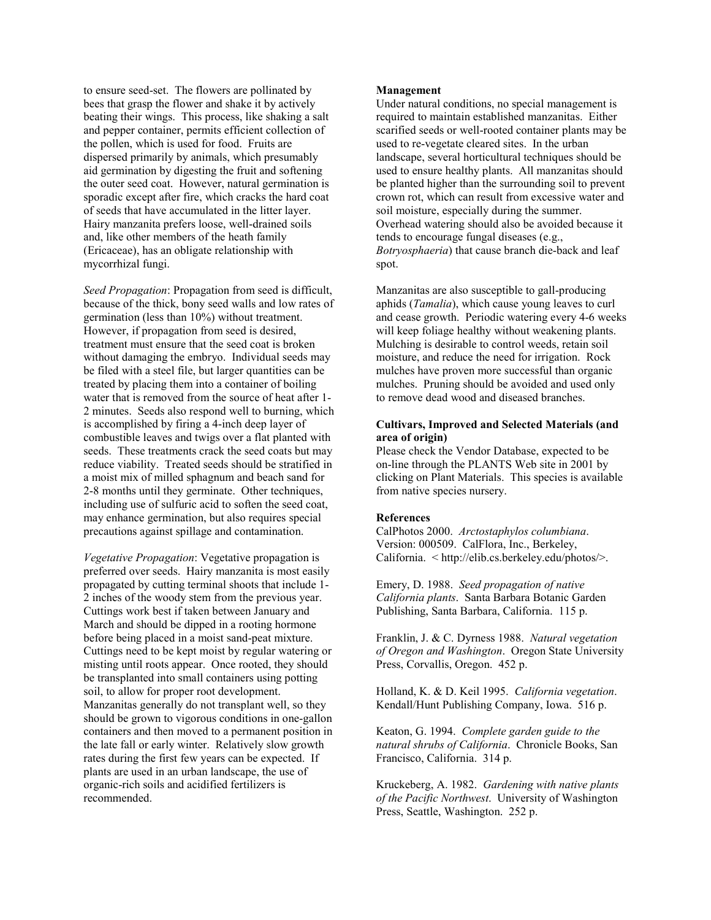to ensure seed-set. The flowers are pollinated by bees that grasp the flower and shake it by actively beating their wings. This process, like shaking a salt and pepper container, permits efficient collection of the pollen, which is used for food. Fruits are dispersed primarily by animals, which presumably aid germination by digesting the fruit and softening the outer seed coat. However, natural germination is sporadic except after fire, which cracks the hard coat of seeds that have accumulated in the litter layer. Hairy manzanita prefers loose, well-drained soils and, like other members of the heath family (Ericaceae), has an obligate relationship with mycorrhizal fungi.

*Seed Propagation*: Propagation from seed is difficult, because of the thick, bony seed walls and low rates of germination (less than 10%) without treatment. However, if propagation from seed is desired, treatment must ensure that the seed coat is broken without damaging the embryo. Individual seeds may be filed with a steel file, but larger quantities can be treated by placing them into a container of boiling water that is removed from the source of heat after 1-2 minutes. Seeds also respond well to burning, which is accomplished by firing a 4-inch deep layer of combustible leaves and twigs over a flat planted with seeds. These treatments crack the seed coats but may reduce viability. Treated seeds should be stratified in a moist mix of milled sphagnum and beach sand for 2-8 months until they germinate. Other techniques, including use of sulfuric acid to soften the seed coat, may enhance germination, but also requires special precautions against spillage and contamination.

*Vegetative Propagation*: Vegetative propagation is preferred over seeds. Hairy manzanita is most easily propagated by cutting terminal shoots that include 1-2 inches of the woody stem from the previous year. Cuttings work best if taken between January and March and should be dipped in a rooting hormone before being placed in a moist sand-peat mixture. Cuttings need to be kept moist by regular watering or misting until roots appear. Once rooted, they should be transplanted into small containers using potting soil, to allow for proper root development. Manzanitas generally do not transplant well, so they should be grown to vigorous conditions in one-gallon containers and then moved to a permanent position in the late fall or early winter. Relatively slow growth rates during the first few years can be expected. If plants are used in an urban landscape, the use of organic-rich soils and acidified fertilizers is recommended.

**Management**

Under natural conditions, no special management is required to maintain established manzanitas. Either scarified seeds or well-rooted container plants may be used to re-vegetate cleared sites. In the urban landscape, several horticultural techniques should be used to ensure healthy plants. All manzanitas should be planted higher than the surrounding soil to prevent crown rot, which can result from excessive water and soil moisture, especially during the summer. Overhead watering should also be avoided because it tends to encourage fungal diseases (e.g., *Botryosphaeria*) that cause branch die-back and leaf spot.

Manzanitas are also susceptible to gall-producing aphids (*Tamalia*), which cause young leaves to curl and cease growth. Periodic watering every 4-6 weeks will keep foliage healthy without weakening plants. Mulching is desirable to control weeds, retain soil moisture, and reduce the need for irrigation. Rock mulches have proven more successful than organic mulches. Pruning should be avoided and used only to remove dead wood and diseased branches.

**Cultivars, Improved and Selected Materials (and area of origin)**

Please check the Vendor Database, expected to be on-line through the PLANTS Web site in 2001 by clicking on Plant Materials. This species is available from native species nursery.

**References**

CalPhotos 2000. *Arctostaphylos columbiana*. Version: 000509. CalFlora, Inc., Berkeley, California. < http://elib.cs.berkeley.edu/photos/>.

Emery, D. 1988. *Seed propagation of native California plants*. Santa Barbara Botanic Garden Publishing, Santa Barbara, California. 115 p.

Franklin, J. & C. Dyrness 1988. *Natural vegetation of Oregon and Washington*. Oregon State University Press, Corvallis, Oregon. 452 p.

Holland, K. & D. Keil 1995. *California vegetation*. Kendall/Hunt Publishing Company, Iowa. 516 p.

Keaton, G. 1994. *Complete garden guide to the natural shrubs of California*. Chronicle Books, San Francisco, California. 314 p.

Kruckeberg, A. 1982. *Gardening with native plants of the Pacific Northwest*. University of Washington Press, Seattle, Washington. 252 p.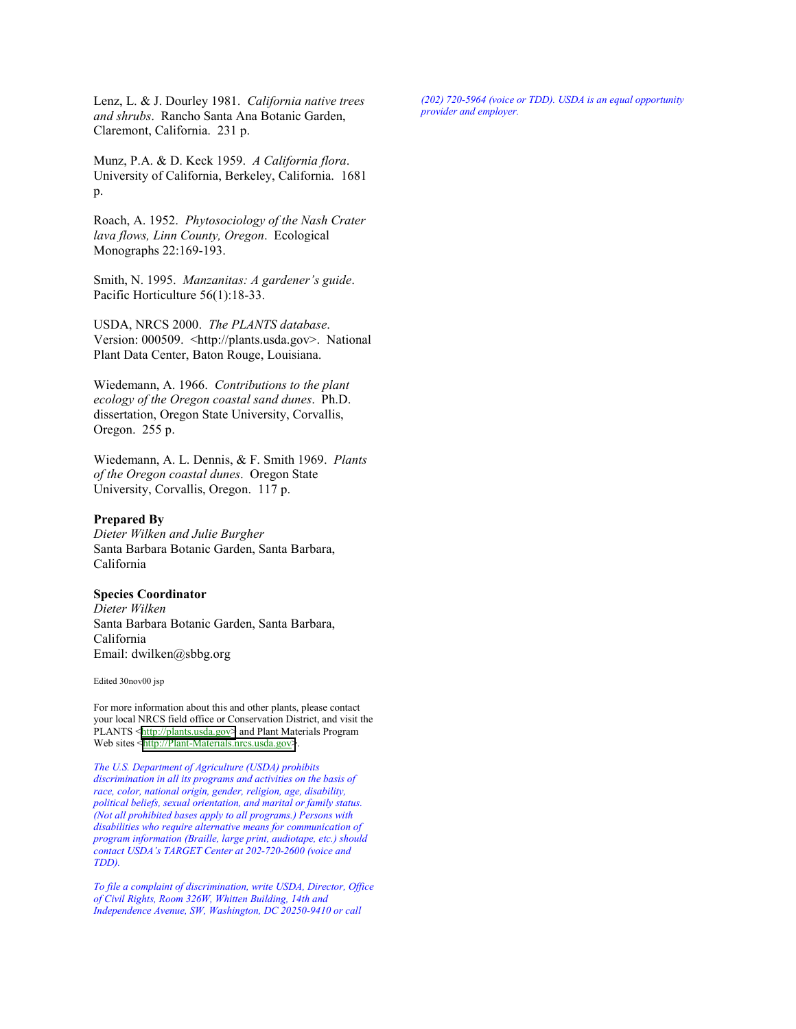Lenz, L. & J. Dourley 1981. *California native trees and shrubs*. Rancho Santa Ana Botanic Garden, Claremont, California. 231 p.

Munz, P.A. & D. Keck 1959. *A California flora*. University of California, Berkeley, California. 1681 p.

Roach, A. 1952. *Phytosociology of the Nash Crater lava flows, Linn County, Oregon*. Ecological Monographs 22:169-193.

Smith, N. 1995. *Manzanitas: A gardener's guide*. Pacific Horticulture 56(1):18-33.

USDA, NRCS 2000. *The PLANTS database*. Version: 000509. <http://plants.usda.gov>. National Plant Data Center, Baton Rouge, Louisiana.

Wiedemann, A. 1966. *Contributions to the plant ecology of the Oregon coastal sand dunes*. Ph.D. dissertation, Oregon State University, Corvallis, Oregon. 255 p.

Wiedemann, A. L. Dennis, & F. Smith 1969. *Plants of the Oregon coastal dunes*. Oregon State University, Corvallis, Oregon. 117 p.

**Prepared By**
*Dieter Wilken and Julie Burgher*
Santa Barbara Botanic Garden, Santa Barbara, California

**Species Coordinator**
*Dieter Wilken*
Santa Barbara Botanic Garden, Santa Barbara, California
Email: dwilken@sbbg.org

Edited 30nov00 jsp

For more information about this and other plants, please contact your local NRCS field office or Conservation District, and visit the PLANTS <http://plants.usda.gov> and Plant Materials Program Web sites <http://Plant-Materials.nrcs.usda.gov>.

*The U.S. Department of Agriculture (USDA) prohibits discrimination in all its programs and activities on the basis of race, color, national origin, gender, religion, age, disability, political beliefs, sexual orientation, and marital or family status. (Not all prohibited bases apply to all programs.) Persons with disabilities who require alternative means for communication of program information (Braille, large print, audiotape, etc.) should contact USDA's TARGET Center at 202-720-2600 (voice and TDD).*

*To file a complaint of discrimination, write USDA, Director, Office of Civil Rights, Room 326W, Whitten Building, 14th and Independence Avenue, SW, Washington, DC 20250-9410 or call (202) 720-5964 (voice or TDD). USDA is an equal opportunity provider and employer.*